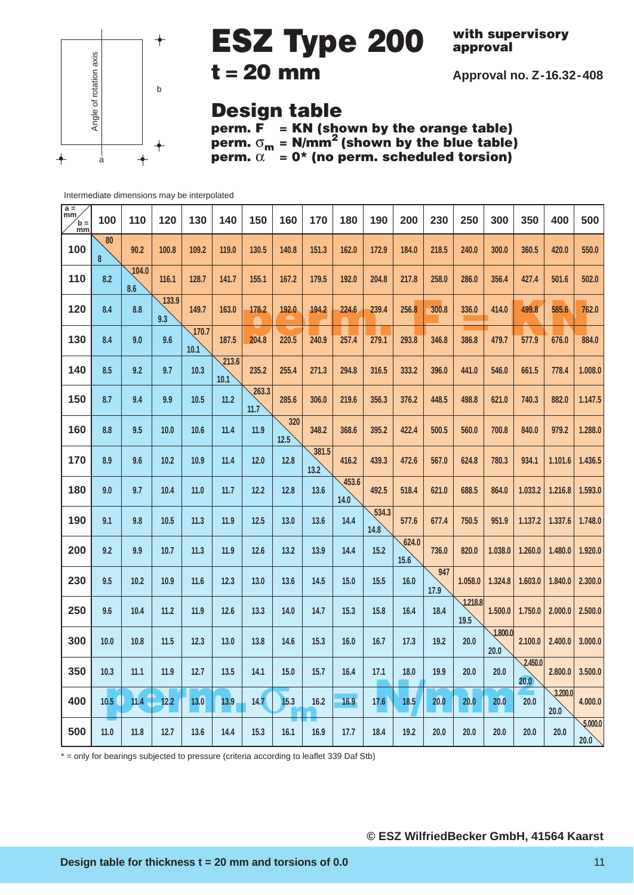# ESZ Type 200

**t = 20 mm**

**with supervisory approval**

**Approval no. Z-16.32-408**

Angle of rotation axis

b

a

## Design table

**perm. F = KN (shown by the orange table)**

**perm. $\sigma_m$ = N/mm$^2$ (shown by the blue table)**

**perm. $\alpha$ = 0* (no perm. scheduled torsion)**

Intermediate dimensions may be interpolated

| a = mm / b = mm | 100 | 110 | 120 | 130 | 140 | 150 | 160 | 170 | 180 | 190 | 200 | 230 | 250 | 300 | 350 | 400 | 500 |
|---|---|---|---|---|---|---|---|---|---|---|---|---|---|---|---|---|---|
| 100 | 80 / 8 | 90.2 | 100.8 | 109.2 | 119.0 | 130.5 | 140.8 | 151.3 | 162.0 | 172.9 | 184.0 | 218.5 | 240.0 | 300.0 | 360.5 | 420.0 | 550.0 |
| 110 | 8.2 | 104.0 / 8.6 | 116.1 | 128.7 | 141.7 | 155.1 | 167.2 | 179.5 | 192.0 | 204.8 | 217.8 | 258.0 | 286.0 | 356.4 | 427.4 | 501.6 | 502.0 |
| 120 | 8.4 | 8.8 | 133.9 / 9.3 | 149.7 | 163.0 | 178.2 | 192.0 | 194.2 | 224.6 | 239.4 | 256.8 | 300.8 | 336.0 | 414.0 | 499.8 | 585.6 | 762.0 |
| 130 | 8.4 | 9.0 | 9.6 | 170.7 / 10.1 | 187.5 | 204.8 | 220.5 | 240.9 | 257.4 | 279.1 | 293.8 | 346.8 | 386.8 | 479.7 | 577.9 | 676.0 | 884.0 |
| 140 | 8.5 | 9.2 | 9.7 | 10.3 | 213.6 / 10.1 | 235.2 | 255.4 | 271.3 | 294.8 | 316.5 | 333.2 | 396.0 | 441.0 | 546.0 | 661.5 | 778.4 | 1.008.0 |
| 150 | 8.7 | 9.4 | 9.9 | 10.5 | 11.2 | 263.3 / 11.7 | 285.6 | 306.0 | 219.6 | 356.3 | 376.2 | 448.5 | 498.8 | 621.0 | 740.3 | 882.0 | 1.147.5 |
| 160 | 8.8 | 9.5 | 10.0 | 10.6 | 11.4 | 11.9 | 320 / 12.5 | 348.2 | 368.6 | 395.2 | 422.4 | 500.5 | 560.0 | 700.8 | 840.0 | 979.2 | 1.288.0 |
| 170 | 8.9 | 9.6 | 10.2 | 10.9 | 11.4 | 12.0 | 12.8 | 381.5 / 13.2 | 416.2 | 439.3 | 472.6 | 567.0 | 624.8 | 780.3 | 934.1 | 1.101.6 | 1.436.5 |
| 180 | 9.0 | 9.7 | 10.4 | 11.0 | 11.7 | 12.2 | 12.8 | 13.6 | 453.6 / 14.0 | 492.5 | 518.4 | 621.0 | 688.5 | 864.0 | 1.033.2 | 1.216.8 | 1.593.0 |
| 190 | 9.1 | 9.8 | 10.5 | 11.3 | 11.9 | 12.5 | 13.0 | 13.6 | 14.4 | 534.3 / 14.8 | 577.6 | 677.4 | 750.5 | 951.9 | 1.137.2 | 1.337.6 | 1.748.0 |
| 200 | 9.2 | 9.9 | 10.7 | 11.3 | 11.9 | 12.6 | 13.2 | 13.9 | 14.4 | 15.2 | 624.0 / 15.6 | 736.0 | 820.0 | 1.038.0 | 1.260.0 | 1.480.0 | 1.920.0 |
| 230 | 9.5 | 10.2 | 10.9 | 11.6 | 12.3 | 13.0 | 13.6 | 14.5 | 15.0 | 15.5 | 16.0 | 947 / 17.9 | 1.058.0 | 1.324.8 | 1.603.0 | 1.840.0 | 2.300.0 |
| 250 | 9.6 | 10.4 | 11.2 | 11.9 | 12.6 | 13.3 | 14.0 | 14.7 | 15.3 | 15.8 | 16.4 | 18.4 | 1.218.8 / 19.5 | 1.500.0 | 1.750.0 | 2.000.0 | 2.500.0 |
| 300 | 10.0 | 10.8 | 11.5 | 12.3 | 13.0 | 13.8 | 14.6 | 15.3 | 16.0 | 16.7 | 17.3 | 19.2 | 20.0 | 1.800.0 / 20.0 | 2.100.0 | 2.400.0 | 3.000.0 |
| 350 | 10.3 | 11.1 | 11.9 | 12.7 | 13.5 | 14.1 | 15.0 | 15.7 | 16.4 | 17.1 | 18.0 | 19.9 | 20.0 | 20.0 | 2.450.0 / 20.0 | 2.800.0 | 3.500.0 |
| 400 | 10.5 | 11.4 | 12.2 | 13.0 | 13.9 | 14.7 | 15.3 | 16.2 | 16.9 | 17.6 | 18.5 | 20.0 | 20.0 | 20.0 | 20.0 | 3.200.0 / 20.0 | 4.000.0 |
| 500 | 11.0 | 11.8 | 12.7 | 13.6 | 14.4 | 15.3 | 16.1 | 16.9 | 17.7 | 18.4 | 19.2 | 20.0 | 20.0 | 20.0 | 20.0 | 20.0 | 5.000.0 / 20.0 |

* = only for bearings subjected to pressure (criteria according to leaflet 339 Daf Stb)

© ESZ WilfriedBecker GmbH, 41564 Kaarst

Design table for thickness t = 20 mm and torsions of 0.0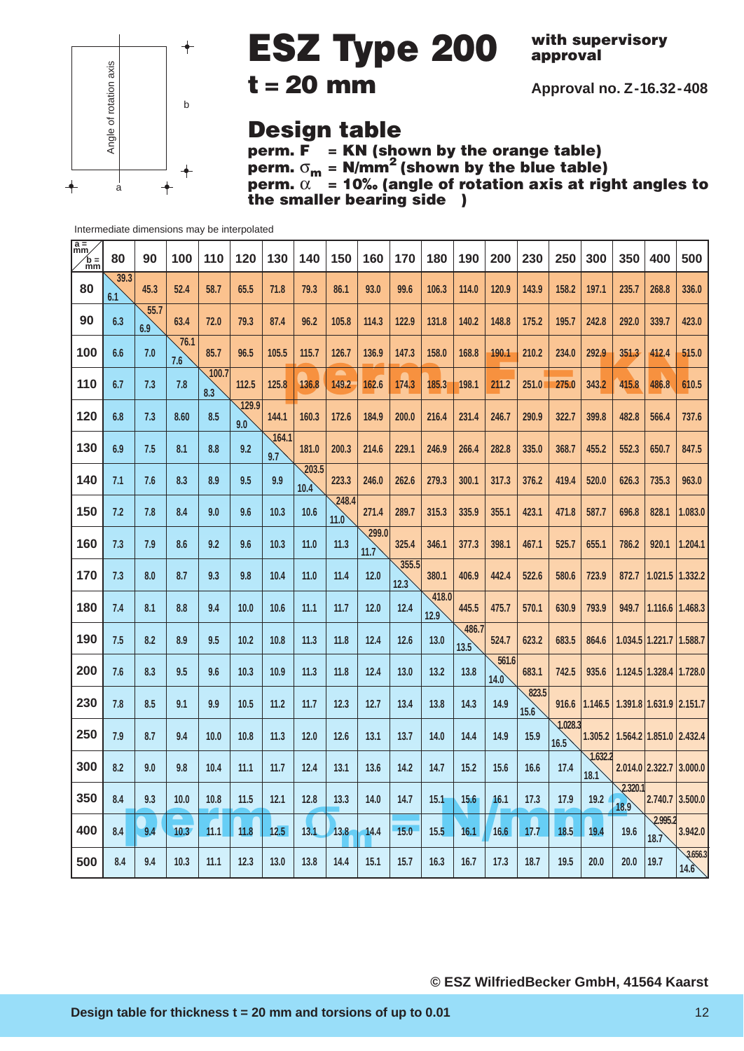# ESZ Type 200

**with supervisory approval**

## t = 20 mm

**Approval no. Z-16.32-408**

## Design table

**perm. F = KN (shown by the orange table)**
**perm. $\sigma_m$ = N/mm$^2$ (shown by the blue table)**
**perm. $\alpha$ = 10‰ (angle of rotation axis at right angles to the smaller bearing side )**

Angle of rotation axis — a — b

Intermediate dimensions may be interpolated

| a = mm / b = mm | 80 | 90 | 100 | 110 | 120 | 130 | 140 | 150 | 160 | 170 | 180 | 190 | 200 | 230 | 250 | 300 | 350 | 400 | 500 |
|---|---|---|---|---|---|---|---|---|---|---|---|---|---|---|---|---|---|---|---|
| 80 | 39.3 / 6.1 | 45.3 | 52.4 | 58.7 | 65.5 | 71.8 | 79.3 | 86.1 | 93.0 | 99.6 | 106.3 | 114.0 | 120.9 | 143.9 | 158.2 | 197.1 | 235.7 | 268.8 | 336.0 |
| 90 | 6.3 | 55.7 / 6.9 | 63.4 | 72.0 | 79.3 | 87.4 | 96.2 | 105.8 | 114.3 | 122.9 | 131.8 | 140.2 | 148.8 | 175.2 | 195.7 | 242.8 | 292.0 | 339.7 | 423.0 |
| 100 | 6.6 | 7.0 | 76.1 / 7.6 | 85.7 | 96.5 | 105.5 | 115.7 | 126.7 | 136.9 | 147.3 | 158.0 | 168.8 | 190.1 | 210.2 | 234.0 | 292.9 | 351.3 | 412.4 | 515.0 |
| 110 | 6.7 | 7.3 | 7.8 | 100.7 / 8.3 | 112.5 | 125.8 | 136.8 | 149.2 | 162.6 | 174.3 | 185.3 | 198.1 | 211.2 | 251.0 | 275.0 | 343.2 | 415.8 | 486.8 | 610.5 |
| 120 | 6.8 | 7.3 | 8.60 | 8.5 | 129.9 / 9.0 | 144.1 | 160.3 | 172.6 | 184.9 | 200.0 | 216.4 | 231.4 | 246.7 | 290.9 | 322.7 | 399.8 | 482.8 | 566.4 | 737.6 |
| 130 | 6.9 | 7.5 | 8.1 | 8.8 | 9.2 | 164.1 / 9.7 | 181.0 | 200.3 | 214.6 | 229.1 | 246.9 | 266.4 | 282.8 | 335.0 | 368.7 | 455.2 | 552.3 | 650.7 | 847.5 |
| 140 | 7.1 | 7.6 | 8.3 | 8.9 | 9.5 | 9.9 | 203.5 / 10.4 | 223.3 | 246.0 | 262.6 | 279.3 | 300.1 | 317.3 | 376.2 | 419.4 | 520.0 | 626.3 | 735.3 | 963.0 |
| 150 | 7.2 | 7.8 | 8.4 | 9.0 | 9.6 | 10.3 | 10.6 | 248.4 / 11.0 | 271.4 | 289.7 | 315.3 | 335.9 | 355.1 | 423.1 | 471.8 | 587.7 | 696.8 | 828.1 | 1.083.0 |
| 160 | 7.3 | 7.9 | 8.6 | 9.2 | 9.6 | 10.3 | 11.0 | 11.3 | 299.0 / 11.7 | 325.4 | 346.1 | 377.3 | 398.1 | 467.1 | 525.7 | 655.1 | 786.2 | 920.1 | 1.204.1 |
| 170 | 7.3 | 8.0 | 8.7 | 9.3 | 9.8 | 10.4 | 11.0 | 11.4 | 12.0 | 355.5 / 12.3 | 380.1 | 406.9 | 442.4 | 522.6 | 580.6 | 723.9 | 872.7 | 1.021.5 | 1.332.2 |
| 180 | 7.4 | 8.1 | 8.8 | 9.4 | 10.0 | 10.6 | 11.1 | 11.7 | 12.0 | 12.4 | 418.0 / 12.9 | 445.5 | 475.7 | 570.1 | 630.9 | 793.9 | 949.7 | 1.116.6 | 1.468.3 |
| 190 | 7.5 | 8.2 | 8.9 | 9.5 | 10.2 | 10.8 | 11.3 | 11.8 | 12.4 | 12.6 | 13.0 | 486.7 / 13.5 | 524.7 | 623.2 | 683.5 | 864.6 | 1.034.5 | 1.221.7 | 1.588.7 |
| 200 | 7.6 | 8.3 | 9.5 | 9.6 | 10.3 | 10.9 | 11.3 | 11.8 | 12.4 | 13.0 | 13.2 | 13.8 | 561.6 / 14.0 | 683.1 | 742.5 | 935.6 | 1.124.5 | 1.328.4 | 1.728.0 |
| 230 | 7.8 | 8.5 | 9.1 | 9.9 | 10.5 | 11.2 | 11.7 | 12.3 | 12.7 | 13.4 | 13.8 | 14.3 | 14.9 | 823.5 / 15.6 | 916.6 | 1.146.5 | 1.391.8 | 1.631.9 | 2.151.7 |
| 250 | 7.9 | 8.7 | 9.4 | 10.0 | 10.8 | 11.3 | 12.0 | 12.6 | 13.1 | 13.7 | 14.0 | 14.4 | 14.9 | 15.9 | 1.028.3 / 16.5 | 1.305.2 | 1.564.2 | 1.851.0 | 2.432.4 |
| 300 | 8.2 | 9.0 | 9.8 | 10.4 | 11.1 | 11.7 | 12.4 | 13.1 | 13.6 | 14.2 | 14.7 | 15.2 | 15.6 | 16.6 | 17.4 | 1.632.2 / 18.1 | 2.014.0 | 2.322.7 | 3.000.0 |
| 350 | 8.4 | 9.3 | 10.0 | 10.8 | 11.5 | 12.1 | 12.8 | 13.3 | 14.0 | 14.7 | 15.1 | 15.6 | 16.1 | 17.3 | 17.9 | 19.2 | 2.320.1 / 18.9 | 2.740.7 | 3.500.0 |
| 400 | 8.4 | 9.4 | 10.3 | 11.1 | 11.8 | 12.5 | 13.1 | 13.8 | 14.4 | 15.0 | 15.5 | 16.1 | 16.6 | 17.7 | 18.5 | 19.4 | 19.6 | 2.995.2 / 18.7 | 3.942.0 |
| 500 | 8.4 | 9.4 | 10.3 | 11.1 | 12.3 | 13.0 | 13.8 | 14.4 | 15.1 | 15.7 | 16.3 | 16.7 | 17.3 | 18.7 | 19.5 | 20.0 | 20.0 | 19.7 | 3.656.3 / 14.6 |

perm. F = KN

perm. $\sigma_m$ = N/mm$^2$

© ESZ WilfriedBecker GmbH, 41564 Kaarst

Design table for thickness t = 20 mm and torsions of up to 0.01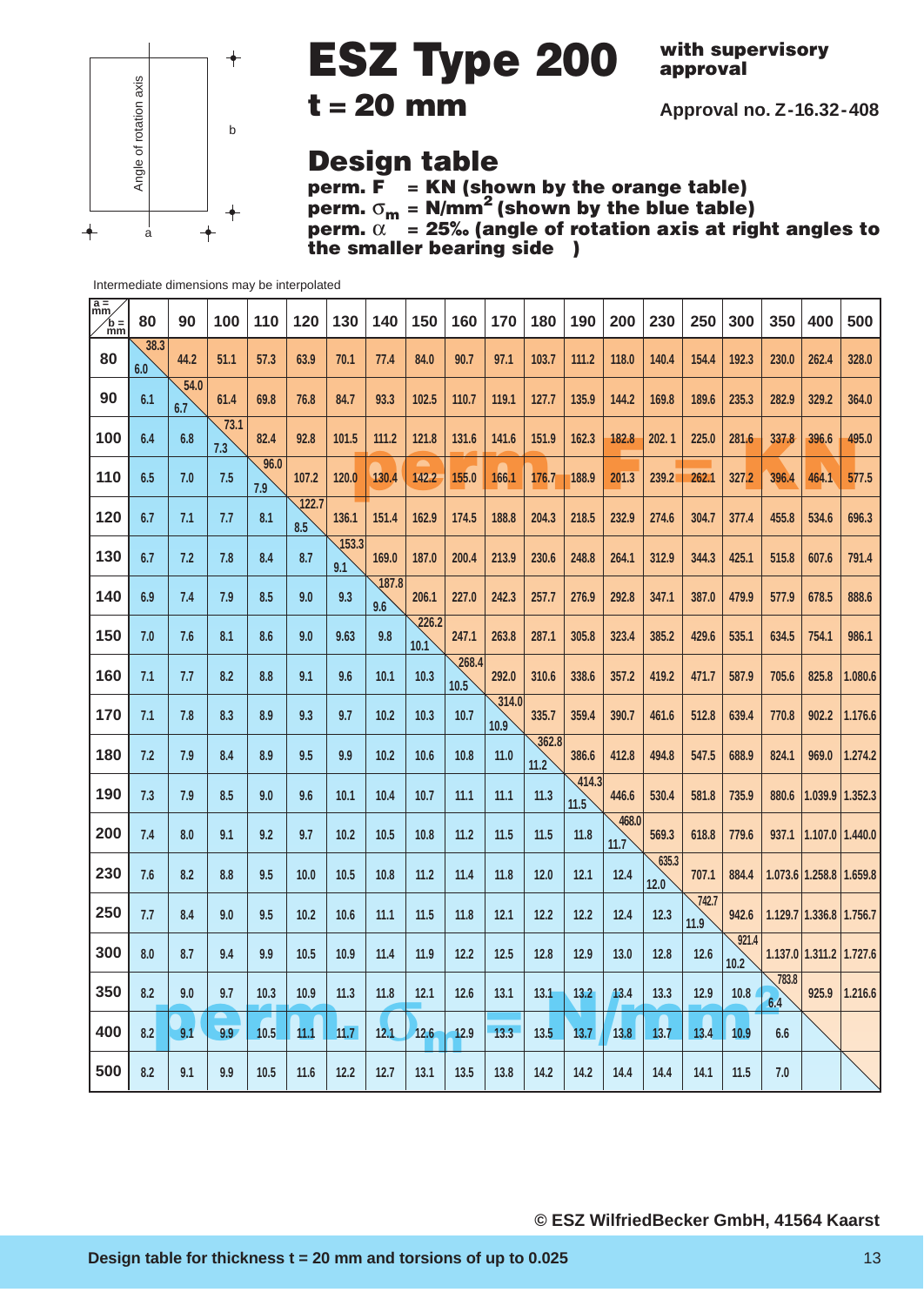# ESZ Type 200

**with supervisory approval**

## t = 20 mm

**Approval no. Z-16.32-408**

Angle of rotation axis

b

a

## Design table

**perm. F = KN (shown by the orange table)**
**perm. $\sigma_m$ = N/mm² (shown by the blue table)**
**perm. $\alpha$ = 25‰ (angle of rotation axis at right angles to the smaller bearing side )**

Intermediate dimensions may be interpolated

| a = mm / b = mm | 80 | 90 | 100 | 110 | 120 | 130 | 140 | 150 | 160 | 170 | 180 | 190 | 200 | 230 | 250 | 300 | 350 | 400 | 500 |
|---|---|---|---|---|---|---|---|---|---|---|---|---|---|---|---|---|---|---|---|
| 80 | 38.3 / 6.0 | 44.2 | 51.1 | 57.3 | 63.9 | 70.1 | 77.4 | 84.0 | 90.7 | 97.1 | 103.7 | 111.2 | 118.0 | 140.4 | 154.4 | 192.3 | 230.0 | 262.4 | 328.0 |
| 90 | 6.1 | 54.0 / 6.7 | 61.4 | 69.8 | 76.8 | 84.7 | 93.3 | 102.5 | 110.7 | 119.1 | 127.7 | 135.9 | 144.2 | 169.8 | 189.6 | 235.3 | 282.9 | 329.2 | 364.0 |
| 100 | 6.4 | 6.8 | 73.1 / 7.3 | 82.4 | 92.8 | 101.5 | 111.2 | 121.8 | 131.6 | 141.6 | 151.9 | 162.3 | 182.8 | 202.1 | 225.0 | 281.6 | 337.8 | 396.6 | 495.0 |
| 110 | 6.5 | 7.0 | 7.5 | 96.0 / 7.9 | 107.2 | 120.0 | 130.4 | 142.2 | 155.0 | 166.1 | 176.7 | 188.9 | 201.3 | 239.2 | 262.1 | 327.2 | 396.4 | 464.1 | 577.5 |
| 120 | 6.7 | 7.1 | 7.7 | 8.1 | 122.7 / 8.5 | 136.1 | 151.4 | 162.9 | 174.5 | 188.8 | 204.3 | 218.5 | 232.9 | 274.6 | 304.7 | 377.4 | 455.8 | 534.6 | 696.3 |
| 130 | 6.7 | 7.2 | 7.8 | 8.4 | 8.7 | 153.3 / 9.1 | 169.0 | 187.0 | 200.4 | 213.9 | 230.6 | 248.8 | 264.1 | 312.9 | 344.3 | 425.1 | 515.8 | 607.6 | 791.4 |
| 140 | 6.9 | 7.4 | 7.9 | 8.5 | 9.0 | 9.3 | 187.8 / 9.6 | 206.1 | 227.0 | 242.3 | 257.7 | 276.9 | 292.8 | 347.1 | 387.0 | 479.9 | 577.9 | 678.5 | 888.6 |
| 150 | 7.0 | 7.6 | 8.1 | 8.6 | 9.0 | 9.63 | 9.8 | 226.2 / 10.1 | 247.1 | 263.8 | 287.1 | 305.8 | 323.4 | 385.2 | 429.6 | 535.1 | 634.5 | 754.1 | 986.1 |
| 160 | 7.1 | 7.7 | 8.2 | 8.8 | 9.1 | 9.6 | 10.1 | 10.3 | 268.4 / 10.5 | 292.0 | 310.6 | 338.6 | 357.2 | 419.2 | 471.7 | 587.9 | 705.6 | 825.8 | 1.080.6 |
| 170 | 7.1 | 7.8 | 8.3 | 8.9 | 9.3 | 9.7 | 10.2 | 10.3 | 10.7 | 314.0 / 10.9 | 335.7 | 359.4 | 390.7 | 461.6 | 512.8 | 639.4 | 770.8 | 902.2 | 1.176.6 |
| 180 | 7.2 | 7.9 | 8.4 | 8.9 | 9.5 | 9.9 | 10.2 | 10.6 | 10.8 | 11.0 | 362.8 / 11.2 | 386.6 | 412.8 | 494.8 | 547.5 | 688.9 | 824.1 | 969.0 | 1.274.2 |
| 190 | 7.3 | 7.9 | 8.5 | 9.0 | 9.6 | 10.1 | 10.4 | 10.7 | 11.1 | 11.1 | 11.3 | 414.3 / 11.5 | 446.6 | 530.4 | 581.8 | 735.9 | 880.6 | 1.039.9 | 1.352.3 |
| 200 | 7.4 | 8.0 | 9.1 | 9.2 | 9.7 | 10.2 | 10.5 | 10.8 | 11.2 | 11.5 | 11.5 | 11.8 | 468.0 / 11.7 | 569.3 | 618.8 | 779.6 | 937.1 | 1.107.0 | 1.440.0 |
| 230 | 7.6 | 8.2 | 8.8 | 9.5 | 10.0 | 10.5 | 10.8 | 11.2 | 11.4 | 11.8 | 12.0 | 12.1 | 12.4 | 635.3 / 12.0 | 707.1 | 884.4 | 1.073.6 | 1.258.8 | 1.659.8 |
| 250 | 7.7 | 8.4 | 9.0 | 9.5 | 10.2 | 10.6 | 11.1 | 11.5 | 11.8 | 12.1 | 12.2 | 12.2 | 12.4 | 12.3 | 742.7 / 11.9 | 942.6 | 1.129.7 | 1.336.8 | 1.756.7 |
| 300 | 8.0 | 8.7 | 9.4 | 9.9 | 10.5 | 10.9 | 11.4 | 11.9 | 12.2 | 12.5 | 12.8 | 12.9 | 13.0 | 12.8 | 12.6 | 921.4 / 10.2 | 1.137.0 | 1.311.2 | 1.727.6 |
| 350 | 8.2 | 9.0 | 9.7 | 10.3 | 10.9 | 11.3 | 11.8 | 12.1 | 12.6 | 13.1 | 13.1 | 13.2 | 13.4 | 13.3 | 12.9 | 10.8 | 783.8 / 6.4 | 925.9 | 1.216.6 |
| 400 | 8.2 | 9.1 | 9.9 | 10.5 | 11.1 | 11.7 | 12.1 | 12.6 | 12.9 | 13.3 | 13.5 | 13.7 | 13.8 | 13.7 | 13.4 | 10.9 | 6.6 | | |
| 500 | 8.2 | 9.1 | 9.9 | 10.5 | 11.6 | 12.2 | 12.7 | 13.1 | 13.5 | 13.8 | 14.2 | 14.2 | 14.4 | 14.4 | 14.1 | 11.5 | 7.0 | | |

© ESZ WilfriedBecker GmbH, 41564 Kaarst

Design table for thickness t = 20 mm and torsions of up to 0.025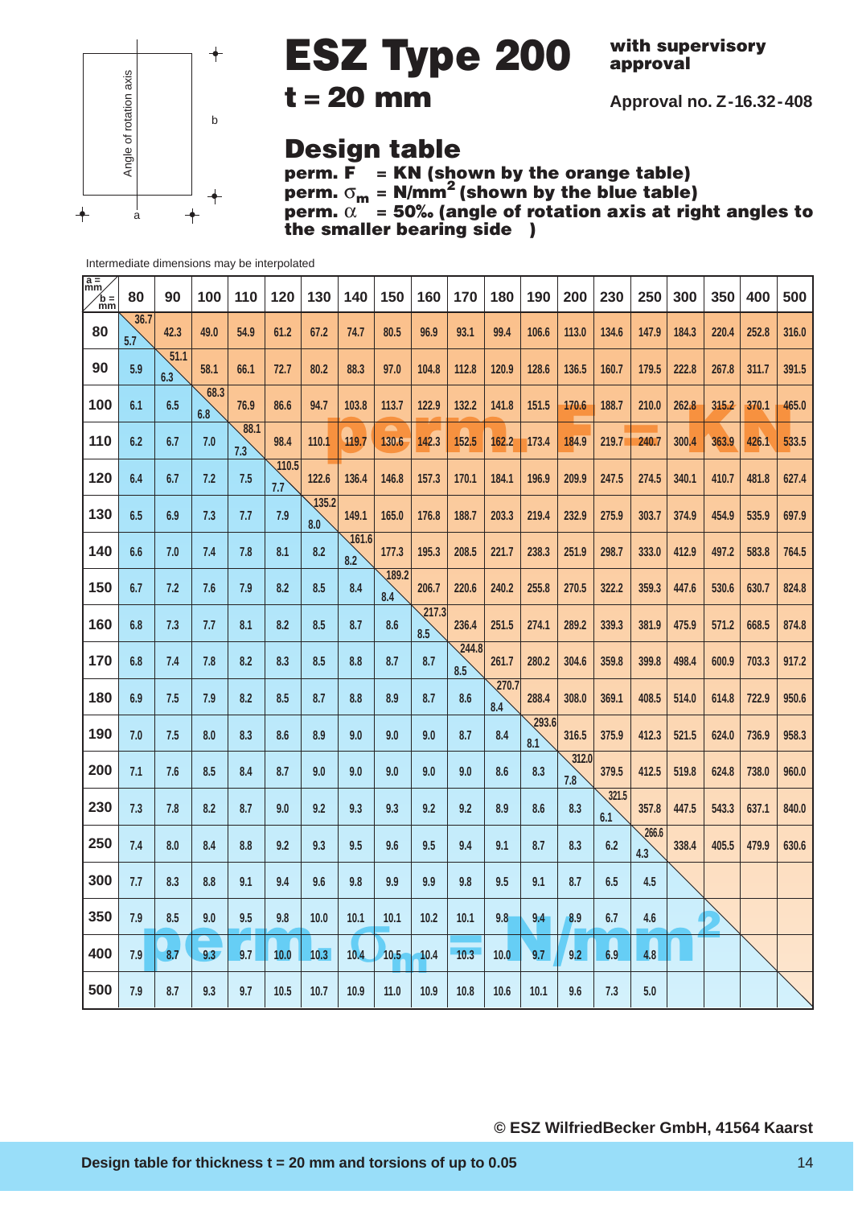# ESZ Type 200

**with supervisory approval**

## t = 20 mm

**Approval no. Z-16.32-408**

## Design table

**perm. F = KN (shown by the orange table)**
**perm. $\sigma_m$ = N/mm² (shown by the blue table)**
**perm. $\alpha$ = 50‰ (angle of rotation axis at right angles to the smaller bearing side )**

Angle of rotation axis

a

b

Intermediate dimensions may be interpolated

| a = mm / b = mm | 80 | 90 | 100 | 110 | 120 | 130 | 140 | 150 | 160 | 170 | 180 | 190 | 200 | 230 | 250 | 300 | 350 | 400 | 500 |
|---|---|---|---|---|---|---|---|---|---|---|---|---|---|---|---|---|---|---|---|
| 80 | 36.7 / 5.7 | 42.3 | 49.0 | 54.9 | 61.2 | 67.2 | 74.7 | 80.5 | 96.9 | 93.1 | 99.4 | 106.6 | 113.0 | 134.6 | 147.9 | 184.3 | 220.4 | 252.8 | 316.0 |
| 90 | 5.9 | 51.1 / 6.3 | 58.1 | 66.1 | 72.7 | 80.2 | 88.3 | 97.0 | 104.8 | 112.8 | 120.9 | 128.6 | 136.5 | 160.7 | 179.5 | 222.8 | 267.8 | 311.7 | 391.5 |
| 100 | 6.1 | 6.5 | 68.3 / 6.8 | 76.9 | 86.6 | 94.7 | 103.8 | 113.7 | 122.9 | 132.2 | 141.8 | 151.5 | 170.6 | 188.7 | 210.0 | 262.8 | 315.2 | 370.1 | 465.0 |
| 110 | 6.2 | 6.7 | 7.0 | 88.1 / 7.3 | 98.4 | 110.1 | 119.7 | 130.6 | 142.3 | 152.5 | 162.2 | 173.4 | 184.9 | 219.7 | 240.7 | 300.4 | 363.9 | 426.1 | 533.5 |
| 120 | 6.4 | 6.7 | 7.2 | 7.5 | 110.5 / 7.7 | 122.6 | 136.4 | 146.8 | 157.3 | 170.1 | 184.1 | 196.9 | 209.9 | 247.5 | 274.5 | 340.1 | 410.7 | 481.8 | 627.4 |
| 130 | 6.5 | 6.9 | 7.3 | 7.7 | 7.9 | 135.2 / 8.0 | 149.1 | 165.0 | 176.8 | 188.7 | 203.3 | 219.4 | 232.9 | 275.9 | 303.7 | 374.9 | 454.9 | 535.9 | 697.9 |
| 140 | 6.6 | 7.0 | 7.4 | 7.8 | 8.1 | 8.2 | 161.6 / 8.2 | 177.3 | 195.3 | 208.5 | 221.7 | 238.3 | 251.9 | 298.7 | 333.0 | 412.9 | 497.2 | 583.8 | 764.5 |
| 150 | 6.7 | 7.2 | 7.6 | 7.9 | 8.2 | 8.5 | 8.4 | 189.2 / 8.4 | 206.7 | 220.6 | 240.2 | 255.8 | 270.5 | 322.2 | 359.3 | 447.6 | 530.6 | 630.7 | 824.8 |
| 160 | 6.8 | 7.3 | 7.7 | 8.1 | 8.2 | 8.5 | 8.7 | 8.6 | 217.3 / 8.5 | 236.4 | 251.5 | 274.1 | 289.2 | 339.3 | 381.9 | 475.9 | 571.2 | 668.5 | 874.8 |
| 170 | 6.8 | 7.4 | 7.8 | 8.2 | 8.3 | 8.5 | 8.8 | 8.7 | 8.7 | 244.8 / 8.5 | 261.7 | 280.2 | 304.6 | 359.8 | 399.8 | 498.4 | 600.9 | 703.3 | 917.2 |
| 180 | 6.9 | 7.5 | 7.9 | 8.2 | 8.5 | 8.7 | 8.8 | 8.9 | 8.7 | 8.6 | 270.7 / 8.4 | 288.4 | 308.0 | 369.1 | 408.5 | 514.0 | 614.8 | 722.9 | 950.6 |
| 190 | 7.0 | 7.5 | 8.0 | 8.3 | 8.6 | 8.9 | 9.0 | 9.0 | 9.0 | 8.7 | 8.4 | 293.6 / 8.1 | 316.5 | 375.9 | 412.3 | 521.5 | 624.0 | 736.9 | 958.3 |
| 200 | 7.1 | 7.6 | 8.5 | 8.4 | 8.7 | 9.0 | 9.0 | 9.0 | 9.0 | 9.0 | 8.6 | 8.3 | 312.0 / 7.8 | 379.5 | 412.5 | 519.8 | 624.8 | 738.0 | 960.0 |
| 230 | 7.3 | 7.8 | 8.2 | 8.7 | 9.0 | 9.2 | 9.3 | 9.3 | 9.2 | 9.2 | 8.9 | 8.6 | 8.3 | 321.5 / 6.1 | 357.8 | 447.5 | 543.3 | 637.1 | 840.0 |
| 250 | 7.4 | 8.0 | 8.4 | 8.8 | 9.2 | 9.3 | 9.5 | 9.6 | 9.5 | 9.4 | 9.1 | 8.7 | 8.3 | 6.2 | 266.6 / 4.3 | 338.4 | 405.5 | 479.9 | 630.6 |
| 300 | 7.7 | 8.3 | 8.8 | 9.1 | 9.4 | 9.6 | 9.8 | 9.9 | 9.9 | 9.8 | 9.5 | 9.1 | 8.7 | 6.5 | 4.5 | | | | |
| 350 | 7.9 | 8.5 | 9.0 | 9.5 | 9.8 | 10.0 | 10.1 | 10.1 | 10.2 | 10.1 | 9.8 | 9.4 | 8.9 | 6.7 | 4.6 | | | | |
| 400 | 7.9 | 8.7 | 9.3 | 9.7 | 10.0 | 10.3 | 10.4 | 10.5 | 10.4 | 10.3 | 10.0 | 9.7 | 9.2 | 6.9 | 4.8 | | | | |
| 500 | 7.9 | 8.7 | 9.3 | 9.7 | 10.5 | 10.7 | 10.9 | 11.0 | 10.9 | 10.8 | 10.6 | 10.1 | 9.6 | 7.3 | 5.0 | | | | |

perm. F = KN

perm. $\sigma_m$ = N/mm²

© ESZ WilfriedBecker GmbH, 41564 Kaarst

Design table for thickness t = 20 mm and torsions of up to 0.05